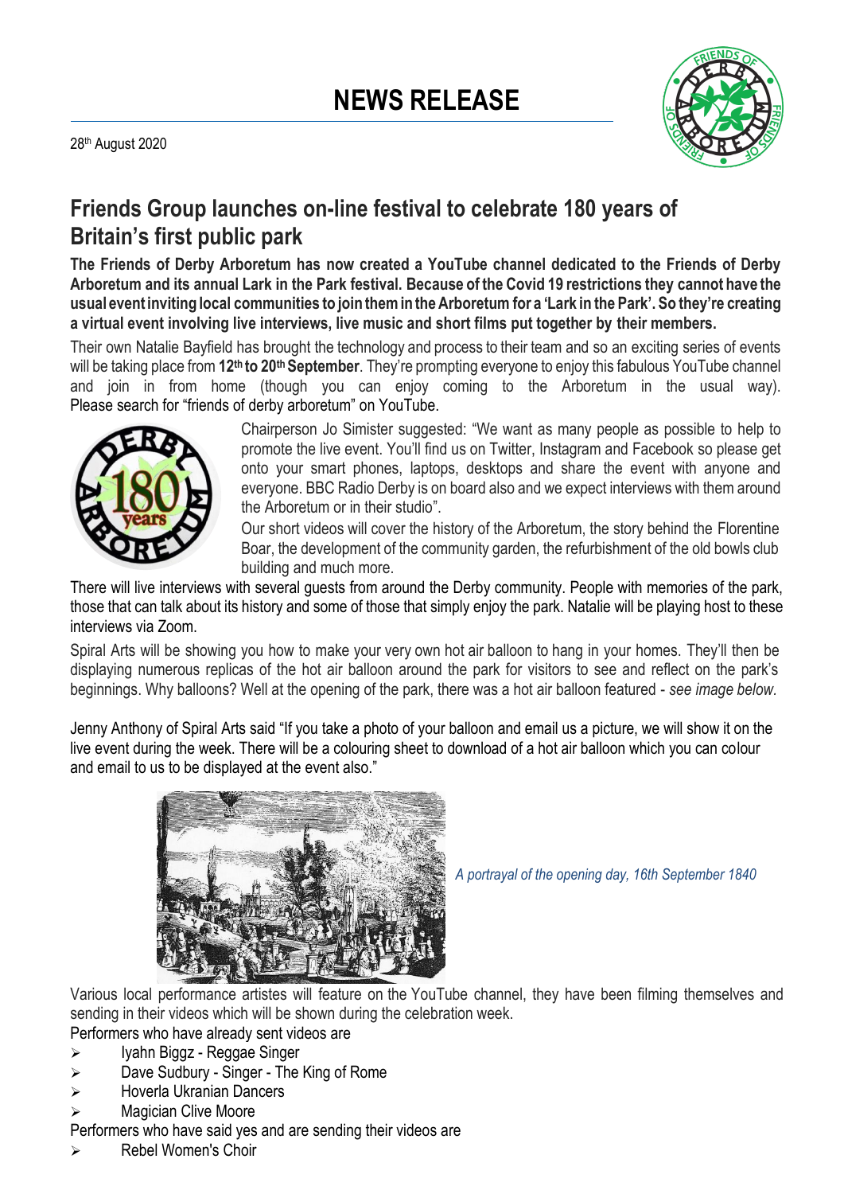# NEWS RELEASE

28th August 2020

## Friends Group launches on-line festival to celebrate 180 years of Britain's first public park

**The Friends of Derby Arboretum has now created a YouTube channel dedicated to the Friends of Derby Arboretum and its annual Lark in the Park festival. Because of the Covid 19 restrictions they cannot have the usual event inviting local communities to join them in the Arboretum for a 'Lark in the Park'. So they're creating a virtual event involving live interviews, live music and short films put together by their members.**

Their own Natalie Bayfield has brought the technology and process to their team and so an exciting series of events will be taking place from **12th to 20th September**. They're prompting everyone to enjoy this fabulous YouTube channel and join in from home (though you can enjoy coming to the Arboretum in the usual way). Please search for "friends of derby arboretum" on YouTube.

Chairperson Jo Simister suggested: "We want as many people as possible to help to promote the live event. You'll find us on Twitter, Instagram and Facebook so please get onto your smart phones, laptops, desktops and share the event with anyone and everyone. BBC Radio Derby is on board also and we expect interviews with them around the Arboretum or in their studio".

Our short videos will cover the history of the Arboretum, the story behind the Florentine Boar, the development of the community garden, the refurbishment of the old bowls club building and much more.

There will live interviews with several guests from around the Derby community. People with memories of the park, those that can talk about its history and some of those that simply enjoy the park. Natalie will be playing host to these interviews via Zoom.

Spiral Arts will be showing you how to make your very own hot air balloon to hang in your homes. They'll then be displaying numerous replicas of the hot air balloon around the park for visitors to see and reflect on the park's beginnings. Why balloons? Well at the opening of the park, there was a hot air balloon featured - *see image below*.

Jenny Anthony of Spiral Arts said "If you take a photo of your balloon and email us a picture, we will show it on the live event during the week. There will be a colouring sheet to download of a hot air balloon which you can colour and email to us to be displayed at the event also."

*A portrayal of the opening day, 16th September 1840*

Various local performance artistes will feature on the YouTube channel, they have been filming themselves and sending in their videos which will be shown during the celebration week.

Performers who have already sent videos are

- Iyahn Biggz - Reggae Singer
- Dave Sudbury - Singer - The King of Rome
- Hoverla Ukranian Dancers
- Magician Clive Moore

Performers who have said yes and are sending their videos are

- Rebel Women's Choir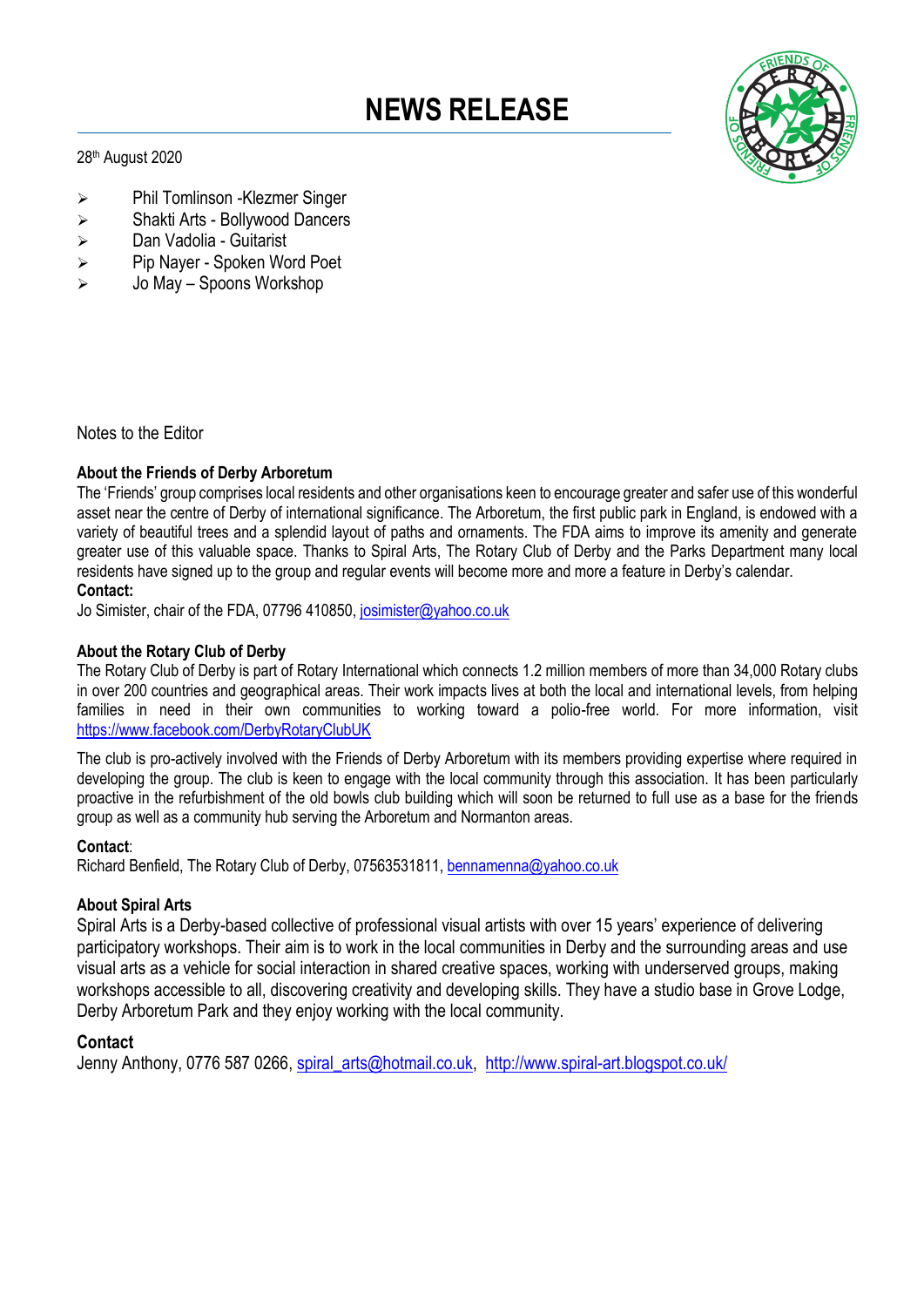# NEWS RELEASE

28th August 2020

- Phil Tomlinson -Klezmer Singer
- Shakti Arts - Bollywood Dancers
- Dan Vadolia - Guitarist
- Pip Nayer - Spoken Word Poet
- Jo May – Spoons Workshop

Notes to the Editor

**About the Friends of Derby Arboretum**

The 'Friends' group comprises local residents and other organisations keen to encourage greater and safer use of this wonderful asset near the centre of Derby of international significance. The Arboretum, the first public park in England, is endowed with a variety of beautiful trees and a splendid layout of paths and ornaments. The FDA aims to improve its amenity and generate greater use of this valuable space. Thanks to Spiral Arts, The Rotary Club of Derby and the Parks Department many local residents have signed up to the group and regular events will become more and more a feature in Derby's calendar.

**Contact:**

Jo Simister, chair of the FDA, 07796 410850, josimister@yahoo.co.uk

**About the Rotary Club of Derby**

The Rotary Club of Derby is part of Rotary International which connects 1.2 million members of more than 34,000 Rotary clubs in over 200 countries and geographical areas. Their work impacts lives at both the local and international levels, from helping families in need in their own communities to working toward a polio-free world. For more information, visit https://www.facebook.com/DerbyRotaryClubUK

The club is pro-actively involved with the Friends of Derby Arboretum with its members providing expertise where required in developing the group. The club is keen to engage with the local community through this association. It has been particularly proactive in the refurbishment of the old bowls club building which will soon be returned to full use as a base for the friends group as well as a community hub serving the Arboretum and Normanton areas.

**Contact**:

Richard Benfield, The Rotary Club of Derby, 07563531811, bennamenna@yahoo.co.uk

**About Spiral Arts**

Spiral Arts is a Derby-based collective of professional visual artists with over 15 years' experience of delivering participatory workshops. Their aim is to work in the local communities in Derby and the surrounding areas and use visual arts as a vehicle for social interaction in shared creative spaces, working with underserved groups, making workshops accessible to all, discovering creativity and developing skills. They have a studio base in Grove Lodge, Derby Arboretum Park and they enjoy working with the local community.

**Contact**

Jenny Anthony, 0776 587 0266, spiral_arts@hotmail.co.uk, http://www.spiral-art.blogspot.co.uk/